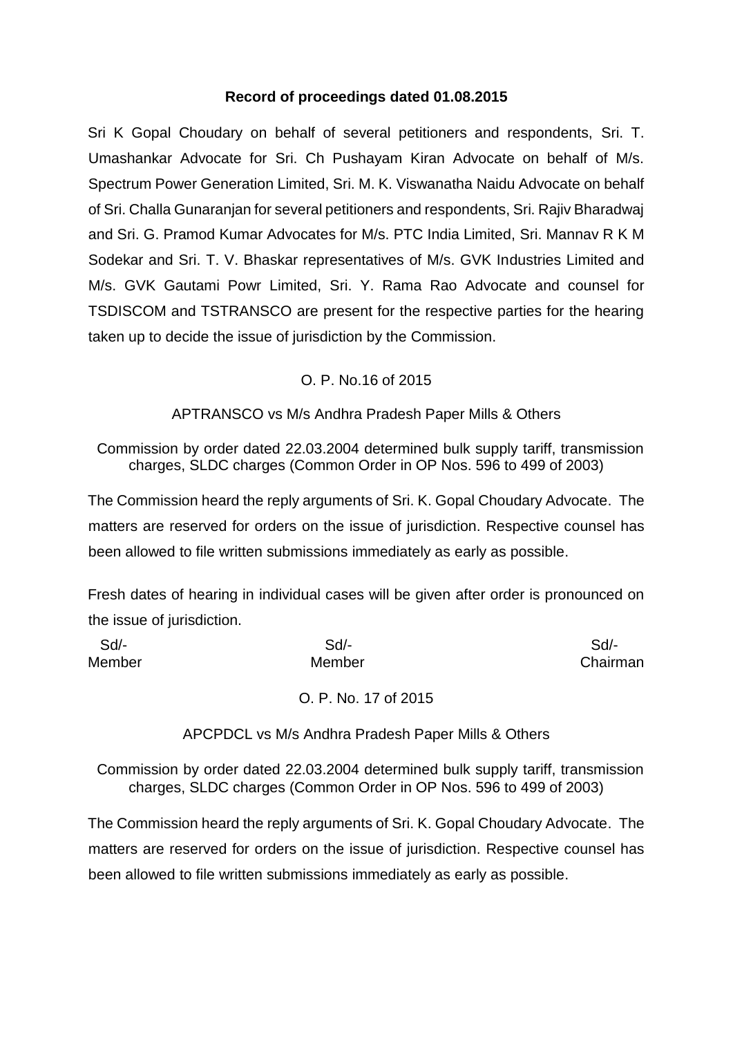**Record of proceedings dated 01.08.2015**

Sri K Gopal Choudary on behalf of several petitioners and respondents, Sri. T. Umashankar Advocate for Sri. Ch Pushayam Kiran Advocate on behalf of M/s. Spectrum Power Generation Limited, Sri. M. K. Viswanatha Naidu Advocate on behalf of Sri. Challa Gunaranjan for several petitioners and respondents, Sri. Rajiv Bharadwaj and Sri. G. Pramod Kumar Advocates for M/s. PTC India Limited, Sri. Mannav R K M Sodekar and Sri. T. V. Bhaskar representatives of M/s. GVK Industries Limited and M/s. GVK Gautami Powr Limited, Sri. Y. Rama Rao Advocate and counsel for TSDISCOM and TSTRANSCO are present for the respective parties for the hearing taken up to decide the issue of jurisdiction by the Commission.

O. P. No.16 of 2015

APTRANSCO vs M/s Andhra Pradesh Paper Mills & Others

Commission by order dated 22.03.2004 determined bulk supply tariff, transmission charges, SLDC charges (Common Order in OP Nos. 596 to 499 of 2003)

The Commission heard the reply arguments of Sri. K. Gopal Choudary Advocate. The matters are reserved for orders on the issue of jurisdiction. Respective counsel has been allowed to file written submissions immediately as early as possible.

Fresh dates of hearing in individual cases will be given after order is pronounced on the issue of jurisdiction.

| Sd/- | Sd/- | Sd/- |
|---|---|---|
| Member | Member | Chairman |

O. P. No. 17 of 2015

APCPDCL vs M/s Andhra Pradesh Paper Mills & Others

Commission by order dated 22.03.2004 determined bulk supply tariff, transmission charges, SLDC charges (Common Order in OP Nos. 596 to 499 of 2003)

The Commission heard the reply arguments of Sri. K. Gopal Choudary Advocate. The matters are reserved for orders on the issue of jurisdiction. Respective counsel has been allowed to file written submissions immediately as early as possible.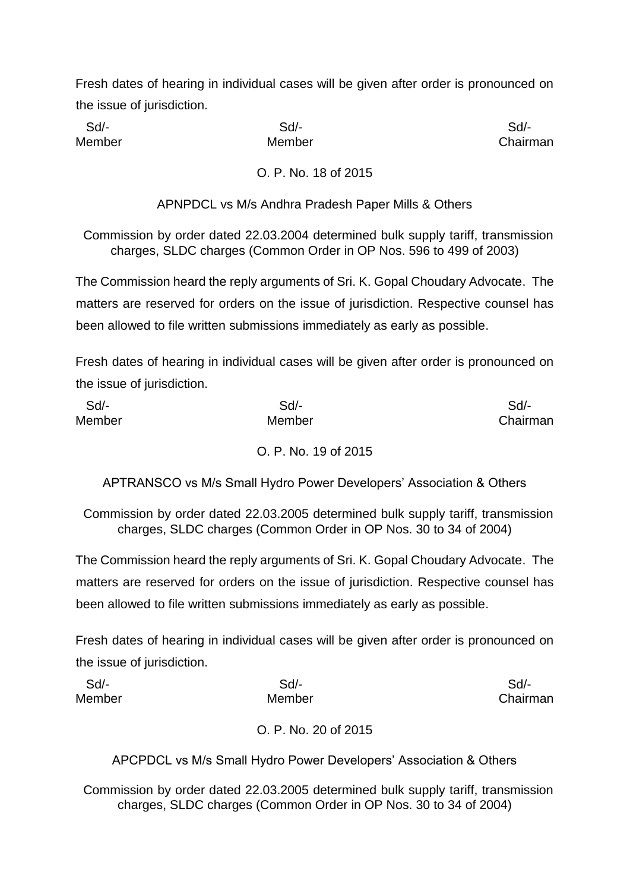Fresh dates of hearing in individual cases will be given after order is pronounced on the issue of jurisdiction.

| Sd/- | Sd/- | Sd/- |
|---|---|---|
| Member | Member | Chairman |

O. P. No. 18 of 2015

APNPDCL vs M/s Andhra Pradesh Paper Mills & Others

Commission by order dated 22.03.2004 determined bulk supply tariff, transmission charges, SLDC charges (Common Order in OP Nos. 596 to 499 of 2003)

The Commission heard the reply arguments of Sri. K. Gopal Choudary Advocate. The matters are reserved for orders on the issue of jurisdiction. Respective counsel has been allowed to file written submissions immediately as early as possible.

Fresh dates of hearing in individual cases will be given after order is pronounced on the issue of jurisdiction.

| Sd/- | Sd/- | Sd/- |
|---|---|---|
| Member | Member | Chairman |

O. P. No. 19 of 2015

APTRANSCO vs M/s Small Hydro Power Developers' Association & Others

Commission by order dated 22.03.2005 determined bulk supply tariff, transmission charges, SLDC charges (Common Order in OP Nos. 30 to 34 of 2004)

The Commission heard the reply arguments of Sri. K. Gopal Choudary Advocate. The matters are reserved for orders on the issue of jurisdiction. Respective counsel has been allowed to file written submissions immediately as early as possible.

Fresh dates of hearing in individual cases will be given after order is pronounced on the issue of jurisdiction.

| Sd/- | Sd/- | Sd/- |
|---|---|---|
| Member | Member | Chairman |

O. P. No. 20 of 2015

APCPDCL vs M/s Small Hydro Power Developers' Association & Others

Commission by order dated 22.03.2005 determined bulk supply tariff, transmission charges, SLDC charges (Common Order in OP Nos. 30 to 34 of 2004)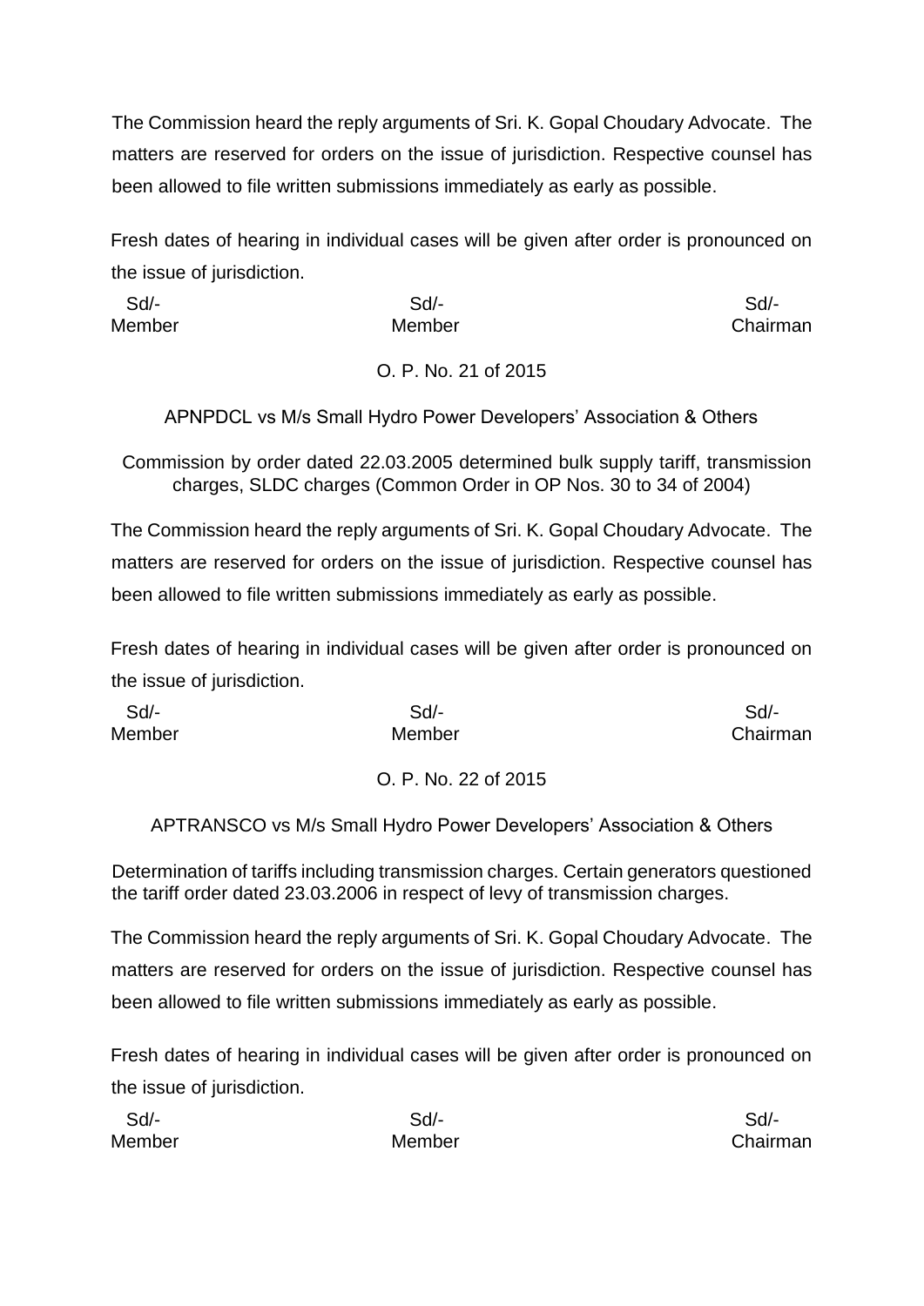The Commission heard the reply arguments of Sri. K. Gopal Choudary Advocate. The matters are reserved for orders on the issue of jurisdiction. Respective counsel has been allowed to file written submissions immediately as early as possible.

Fresh dates of hearing in individual cases will be given after order is pronounced on the issue of jurisdiction.

| Sd/- | Sd/- | Sd/- |
|---|---|---|
| Member | Member | Chairman |

O. P. No. 21 of 2015

APNPDCL vs M/s Small Hydro Power Developers' Association & Others

Commission by order dated 22.03.2005 determined bulk supply tariff, transmission charges, SLDC charges (Common Order in OP Nos. 30 to 34 of 2004)

The Commission heard the reply arguments of Sri. K. Gopal Choudary Advocate. The matters are reserved for orders on the issue of jurisdiction. Respective counsel has been allowed to file written submissions immediately as early as possible.

Fresh dates of hearing in individual cases will be given after order is pronounced on the issue of jurisdiction.

| Sd/- | Sd/- | Sd/- |
|---|---|---|
| Member | Member | Chairman |

O. P. No. 22 of 2015

APTRANSCO vs M/s Small Hydro Power Developers' Association & Others

Determination of tariffs including transmission charges. Certain generators questioned the tariff order dated 23.03.2006 in respect of levy of transmission charges.

The Commission heard the reply arguments of Sri. K. Gopal Choudary Advocate. The matters are reserved for orders on the issue of jurisdiction. Respective counsel has been allowed to file written submissions immediately as early as possible.

Fresh dates of hearing in individual cases will be given after order is pronounced on the issue of jurisdiction.

| Sd/- | Sd/- | Sd/- |
|---|---|---|
| Member | Member | Chairman |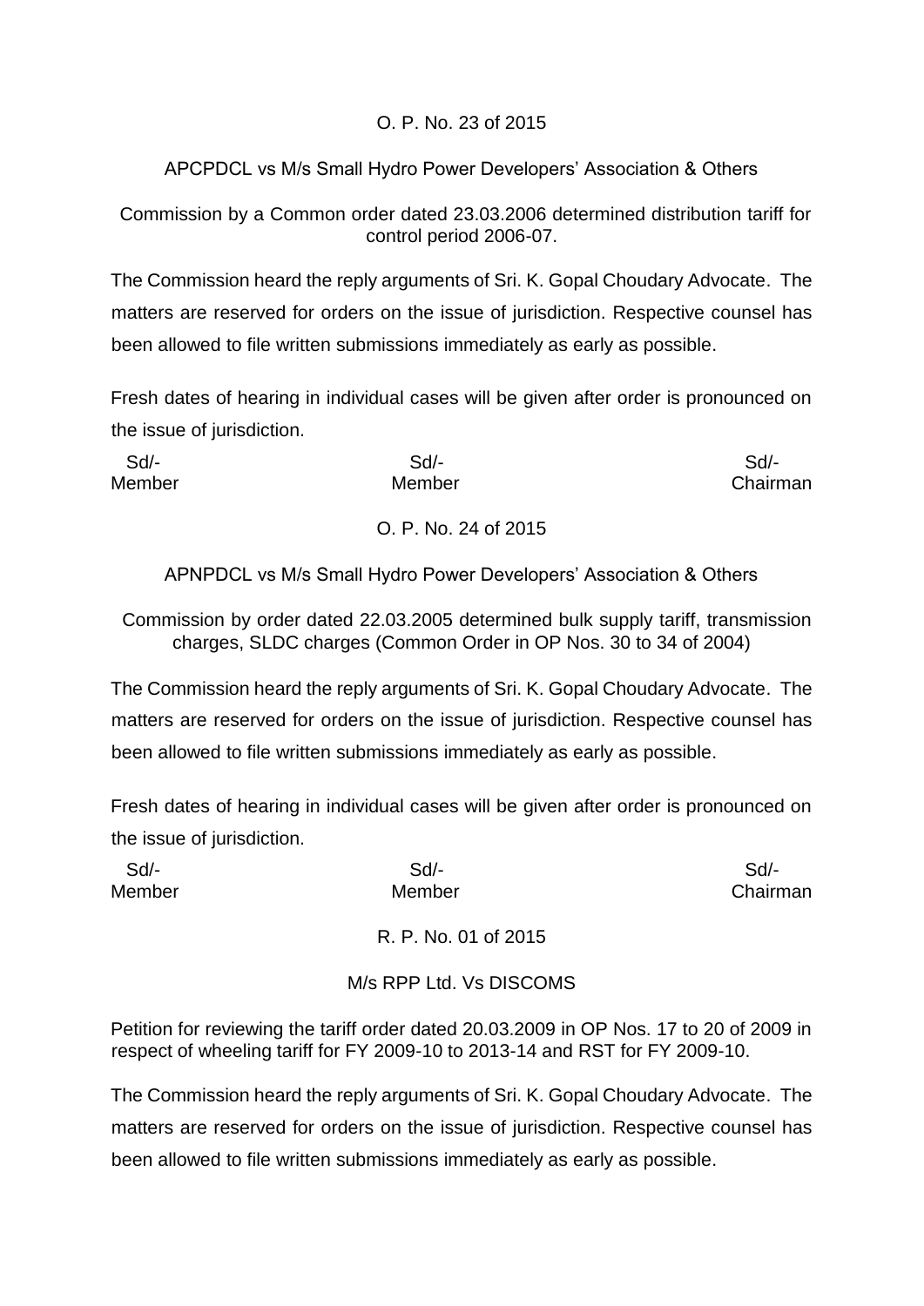O. P. No. 23 of 2015

APCPDCL vs M/s Small Hydro Power Developers' Association & Others

Commission by a Common order dated 23.03.2006 determined distribution tariff for control period 2006-07.

The Commission heard the reply arguments of Sri. K. Gopal Choudary Advocate. The matters are reserved for orders on the issue of jurisdiction. Respective counsel has been allowed to file written submissions immediately as early as possible.

Fresh dates of hearing in individual cases will be given after order is pronounced on the issue of jurisdiction.

| Sd/- | Sd/- | Sd/- |
|---|---|---|
| Member | Member | Chairman |

O. P. No. 24 of 2015

APNPDCL vs M/s Small Hydro Power Developers' Association & Others

Commission by order dated 22.03.2005 determined bulk supply tariff, transmission charges, SLDC charges (Common Order in OP Nos. 30 to 34 of 2004)

The Commission heard the reply arguments of Sri. K. Gopal Choudary Advocate. The matters are reserved for orders on the issue of jurisdiction. Respective counsel has been allowed to file written submissions immediately as early as possible.

Fresh dates of hearing in individual cases will be given after order is pronounced on the issue of jurisdiction.

| Sd/- | Sd/- | Sd/- |
|---|---|---|
| Member | Member | Chairman |

R. P. No. 01 of 2015

M/s RPP Ltd. Vs DISCOMS

Petition for reviewing the tariff order dated 20.03.2009 in OP Nos. 17 to 20 of 2009 in respect of wheeling tariff for FY 2009-10 to 2013-14 and RST for FY 2009-10.

The Commission heard the reply arguments of Sri. K. Gopal Choudary Advocate. The matters are reserved for orders on the issue of jurisdiction. Respective counsel has been allowed to file written submissions immediately as early as possible.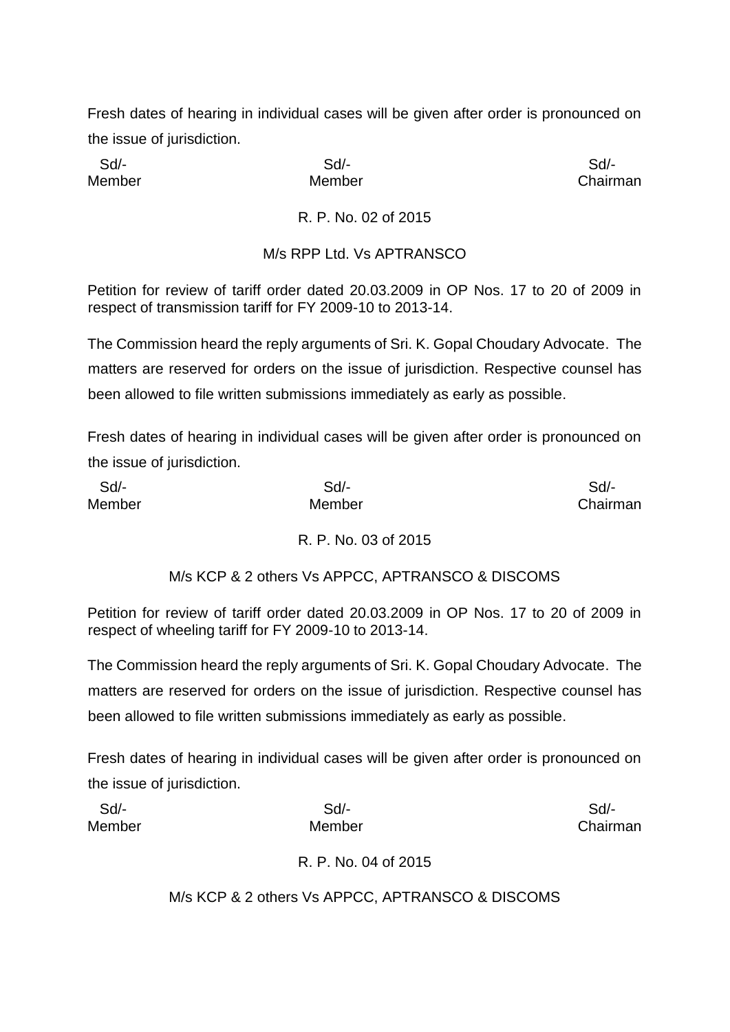Fresh dates of hearing in individual cases will be given after order is pronounced on the issue of jurisdiction.

| Sd/- | Sd/- | Sd/- |
|---|---|---|
| Member | Member | Chairman |

R. P. No. 02 of 2015

M/s RPP Ltd. Vs APTRANSCO

Petition for review of tariff order dated 20.03.2009 in OP Nos. 17 to 20 of 2009 in respect of transmission tariff for FY 2009-10 to 2013-14.

The Commission heard the reply arguments of Sri. K. Gopal Choudary Advocate. The matters are reserved for orders on the issue of jurisdiction. Respective counsel has been allowed to file written submissions immediately as early as possible.

Fresh dates of hearing in individual cases will be given after order is pronounced on the issue of jurisdiction.

| Sd/- | Sd/- | Sd/- |
|---|---|---|
| Member | Member | Chairman |

R. P. No. 03 of 2015

M/s KCP & 2 others Vs APPCC, APTRANSCO & DISCOMS

Petition for review of tariff order dated 20.03.2009 in OP Nos. 17 to 20 of 2009 in respect of wheeling tariff for FY 2009-10 to 2013-14.

The Commission heard the reply arguments of Sri. K. Gopal Choudary Advocate. The matters are reserved for orders on the issue of jurisdiction. Respective counsel has been allowed to file written submissions immediately as early as possible.

Fresh dates of hearing in individual cases will be given after order is pronounced on the issue of jurisdiction.

| Sd/- | Sd/- | Sd/- |
|---|---|---|
| Member | Member | Chairman |

R. P. No. 04 of 2015

M/s KCP & 2 others Vs APPCC, APTRANSCO & DISCOMS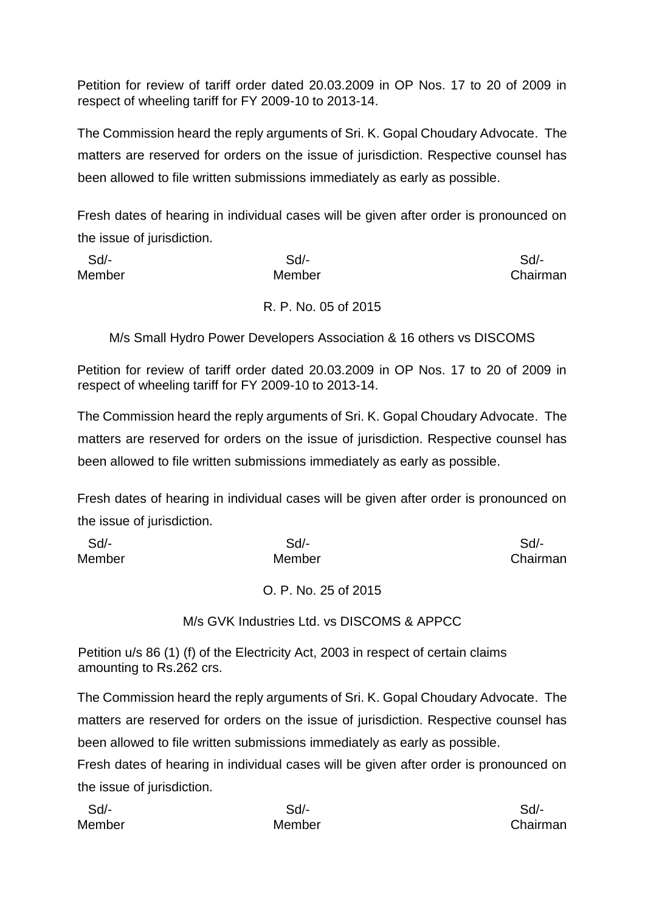Petition for review of tariff order dated 20.03.2009 in OP Nos. 17 to 20 of 2009 in respect of wheeling tariff for FY 2009-10 to 2013-14.

The Commission heard the reply arguments of Sri. K. Gopal Choudary Advocate. The matters are reserved for orders on the issue of jurisdiction. Respective counsel has been allowed to file written submissions immediately as early as possible.

Fresh dates of hearing in individual cases will be given after order is pronounced on the issue of jurisdiction.

| Sd/- | Sd/- | Sd/- |
|---|---|---|
| Member | Member | Chairman |

R. P. No. 05 of 2015

M/s Small Hydro Power Developers Association & 16 others vs DISCOMS

Petition for review of tariff order dated 20.03.2009 in OP Nos. 17 to 20 of 2009 in respect of wheeling tariff for FY 2009-10 to 2013-14.

The Commission heard the reply arguments of Sri. K. Gopal Choudary Advocate. The matters are reserved for orders on the issue of jurisdiction. Respective counsel has been allowed to file written submissions immediately as early as possible.

Fresh dates of hearing in individual cases will be given after order is pronounced on the issue of jurisdiction.

| Sd/- | Sd/- | Sd/- |
|---|---|---|
| Member | Member | Chairman |

O. P. No. 25 of 2015

M/s GVK Industries Ltd. vs DISCOMS & APPCC

Petition u/s 86 (1) (f) of the Electricity Act, 2003 in respect of certain claims amounting to Rs.262 crs.

The Commission heard the reply arguments of Sri. K. Gopal Choudary Advocate. The matters are reserved for orders on the issue of jurisdiction. Respective counsel has been allowed to file written submissions immediately as early as possible.

Fresh dates of hearing in individual cases will be given after order is pronounced on the issue of jurisdiction.

| Sd/- | Sd/- | Sd/- |
|---|---|---|
| Member | Member | Chairman |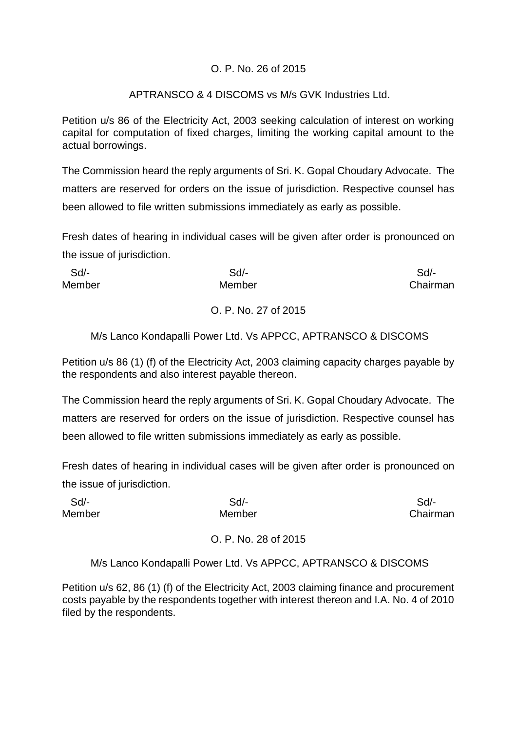O. P. No. 26 of 2015

APTRANSCO & 4 DISCOMS vs M/s GVK Industries Ltd.

Petition u/s 86 of the Electricity Act, 2003 seeking calculation of interest on working capital for computation of fixed charges, limiting the working capital amount to the actual borrowings.

The Commission heard the reply arguments of Sri. K. Gopal Choudary Advocate. The matters are reserved for orders on the issue of jurisdiction. Respective counsel has been allowed to file written submissions immediately as early as possible.

Fresh dates of hearing in individual cases will be given after order is pronounced on the issue of jurisdiction.

| Sd/- | Sd/- | Sd/- |
|---|---|---|
| Member | Member | Chairman |

O. P. No. 27 of 2015

M/s Lanco Kondapalli Power Ltd. Vs APPCC, APTRANSCO & DISCOMS

Petition u/s 86 (1) (f) of the Electricity Act, 2003 claiming capacity charges payable by the respondents and also interest payable thereon.

The Commission heard the reply arguments of Sri. K. Gopal Choudary Advocate. The matters are reserved for orders on the issue of jurisdiction. Respective counsel has been allowed to file written submissions immediately as early as possible.

Fresh dates of hearing in individual cases will be given after order is pronounced on the issue of jurisdiction.

| Sd/- | Sd/- | Sd/- |
|---|---|---|
| Member | Member | Chairman |

O. P. No. 28 of 2015

M/s Lanco Kondapalli Power Ltd. Vs APPCC, APTRANSCO & DISCOMS

Petition u/s 62, 86 (1) (f) of the Electricity Act, 2003 claiming finance and procurement costs payable by the respondents together with interest thereon and I.A. No. 4 of 2010 filed by the respondents.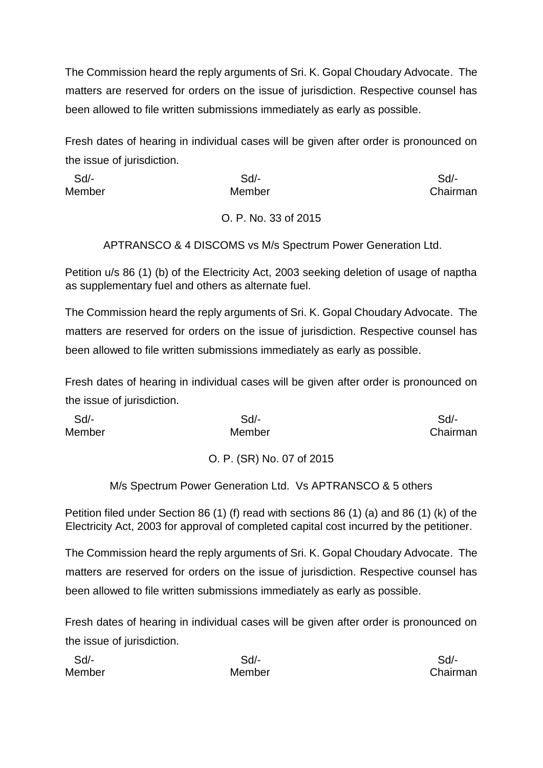The Commission heard the reply arguments of Sri. K. Gopal Choudary Advocate. The matters are reserved for orders on the issue of jurisdiction. Respective counsel has been allowed to file written submissions immediately as early as possible.

Fresh dates of hearing in individual cases will be given after order is pronounced on the issue of jurisdiction.

| Sd/- | Sd/- | Sd/- |
|---|---|---|
| Member | Member | Chairman |

O. P. No. 33 of 2015

APTRANSCO & 4 DISCOMS vs M/s Spectrum Power Generation Ltd.

Petition u/s 86 (1) (b) of the Electricity Act, 2003 seeking deletion of usage of naptha as supplementary fuel and others as alternate fuel.

The Commission heard the reply arguments of Sri. K. Gopal Choudary Advocate. The matters are reserved for orders on the issue of jurisdiction. Respective counsel has been allowed to file written submissions immediately as early as possible.

Fresh dates of hearing in individual cases will be given after order is pronounced on the issue of jurisdiction.

| Sd/- | Sd/- | Sd/- |
|---|---|---|
| Member | Member | Chairman |

O. P. (SR) No. 07 of 2015

M/s Spectrum Power Generation Ltd. Vs APTRANSCO & 5 others

Petition filed under Section 86 (1) (f) read with sections 86 (1) (a) and 86 (1) (k) of the Electricity Act, 2003 for approval of completed capital cost incurred by the petitioner.

The Commission heard the reply arguments of Sri. K. Gopal Choudary Advocate. The matters are reserved for orders on the issue of jurisdiction. Respective counsel has been allowed to file written submissions immediately as early as possible.

Fresh dates of hearing in individual cases will be given after order is pronounced on the issue of jurisdiction.

| Sd/- | Sd/- | Sd/- |
|---|---|---|
| Member | Member | Chairman |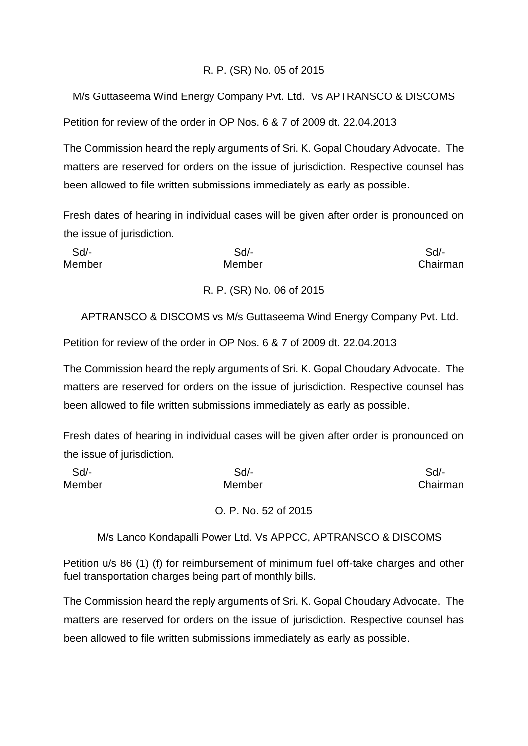R. P. (SR) No. 05 of 2015

M/s Guttaseema Wind Energy Company Pvt. Ltd. Vs APTRANSCO & DISCOMS

Petition for review of the order in OP Nos. 6 & 7 of 2009 dt. 22.04.2013

The Commission heard the reply arguments of Sri. K. Gopal Choudary Advocate. The matters are reserved for orders on the issue of jurisdiction. Respective counsel has been allowed to file written submissions immediately as early as possible.

Fresh dates of hearing in individual cases will be given after order is pronounced on the issue of jurisdiction.

| Sd/- | Sd/- | Sd/- |
|---|---|---|
| Member | Member | Chairman |

R. P. (SR) No. 06 of 2015

APTRANSCO & DISCOMS vs M/s Guttaseema Wind Energy Company Pvt. Ltd.

Petition for review of the order in OP Nos. 6 & 7 of 2009 dt. 22.04.2013

The Commission heard the reply arguments of Sri. K. Gopal Choudary Advocate. The matters are reserved for orders on the issue of jurisdiction. Respective counsel has been allowed to file written submissions immediately as early as possible.

Fresh dates of hearing in individual cases will be given after order is pronounced on the issue of jurisdiction.

| Sd/- | Sd/- | Sd/- |
|---|---|---|
| Member | Member | Chairman |

O. P. No. 52 of 2015

M/s Lanco Kondapalli Power Ltd. Vs APPCC, APTRANSCO & DISCOMS

Petition u/s 86 (1) (f) for reimbursement of minimum fuel off-take charges and other fuel transportation charges being part of monthly bills.

The Commission heard the reply arguments of Sri. K. Gopal Choudary Advocate. The matters are reserved for orders on the issue of jurisdiction. Respective counsel has been allowed to file written submissions immediately as early as possible.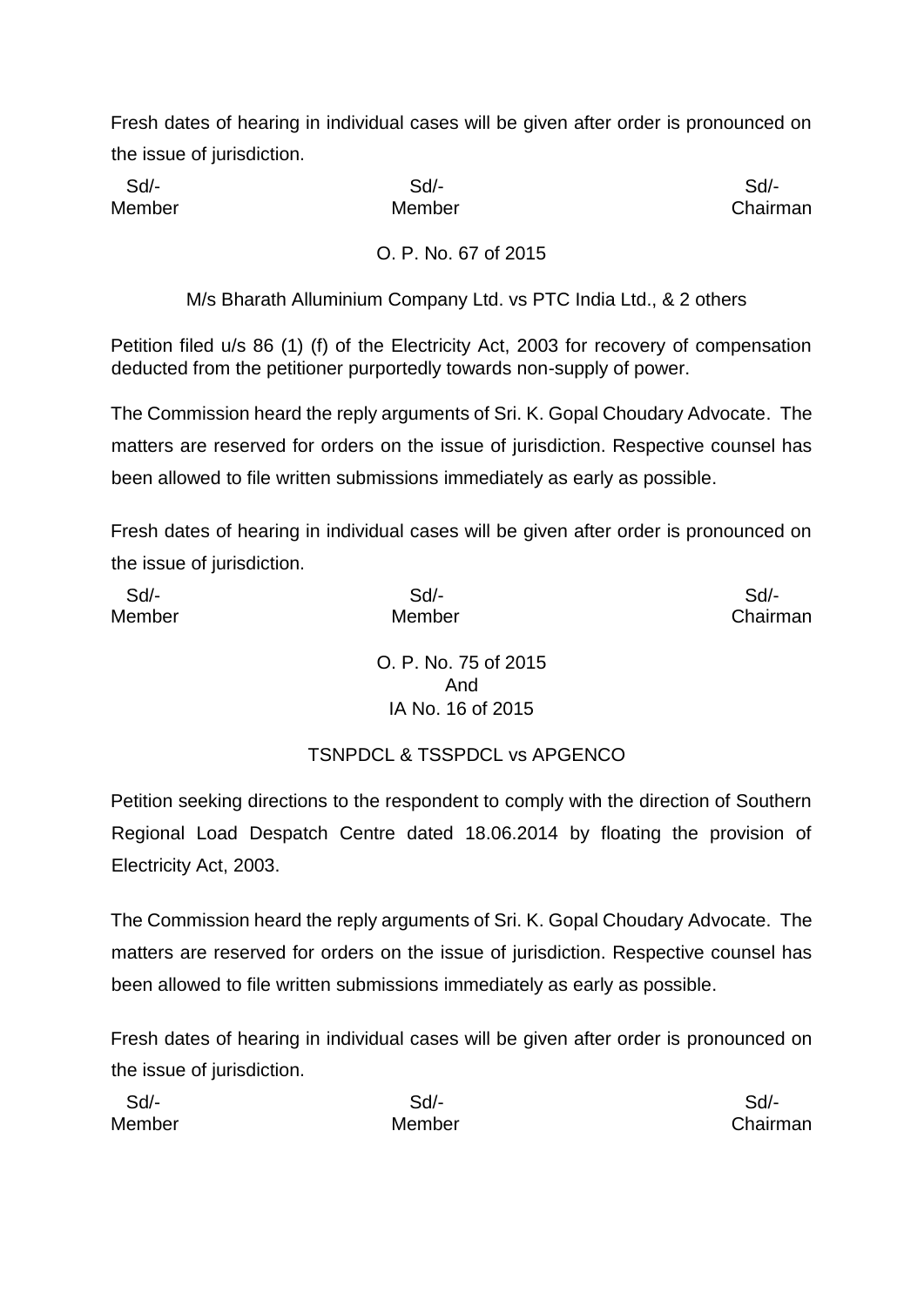Fresh dates of hearing in individual cases will be given after order is pronounced on the issue of jurisdiction.

| Sd/- | Sd/- | Sd/- |
|---|---|---|
| Member | Member | Chairman |

O. P. No. 67 of 2015

M/s Bharath Alluminium Company Ltd. vs PTC India Ltd., & 2 others

Petition filed u/s 86 (1) (f) of the Electricity Act, 2003 for recovery of compensation deducted from the petitioner purportedly towards non-supply of power.

The Commission heard the reply arguments of Sri. K. Gopal Choudary Advocate. The matters are reserved for orders on the issue of jurisdiction. Respective counsel has been allowed to file written submissions immediately as early as possible.

Fresh dates of hearing in individual cases will be given after order is pronounced on the issue of jurisdiction.

| Sd/- | Sd/- | Sd/- |
|---|---|---|
| Member | Member | Chairman |

O. P. No. 75 of 2015
And
IA No. 16 of 2015

TSNPDCL & TSSPDCL vs APGENCO

Petition seeking directions to the respondent to comply with the direction of Southern Regional Load Despatch Centre dated 18.06.2014 by floating the provision of Electricity Act, 2003.

The Commission heard the reply arguments of Sri. K. Gopal Choudary Advocate. The matters are reserved for orders on the issue of jurisdiction. Respective counsel has been allowed to file written submissions immediately as early as possible.

Fresh dates of hearing in individual cases will be given after order is pronounced on the issue of jurisdiction.

| Sd/- | Sd/- | Sd/- |
|---|---|---|
| Member | Member | Chairman |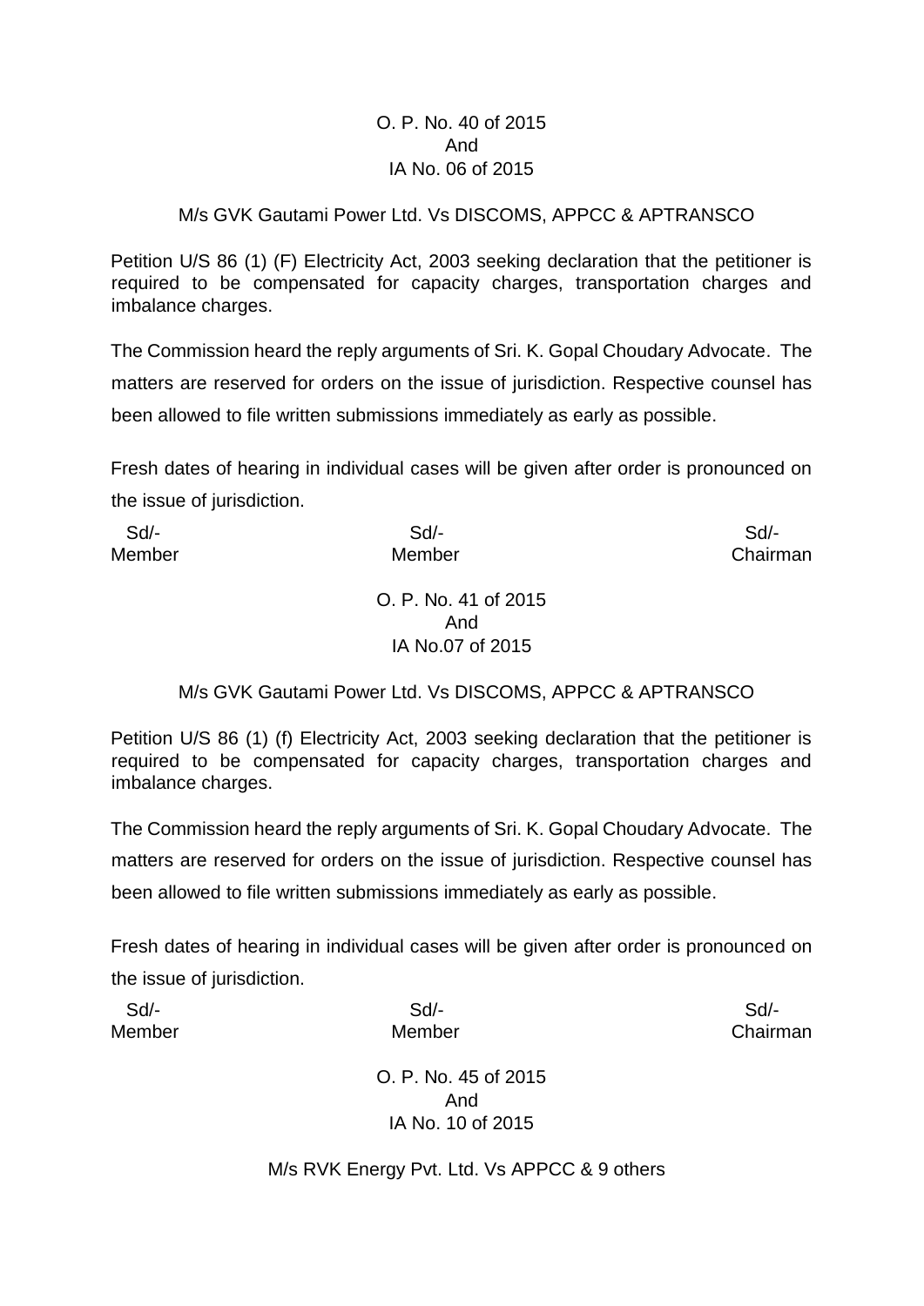O. P. No. 40 of 2015
And
IA No. 06 of 2015

M/s GVK Gautami Power Ltd. Vs DISCOMS, APPCC & APTRANSCO

Petition U/S 86 (1) (F) Electricity Act, 2003 seeking declaration that the petitioner is required to be compensated for capacity charges, transportation charges and imbalance charges.

The Commission heard the reply arguments of Sri. K. Gopal Choudary Advocate. The matters are reserved for orders on the issue of jurisdiction. Respective counsel has been allowed to file written submissions immediately as early as possible.

Fresh dates of hearing in individual cases will be given after order is pronounced on the issue of jurisdiction.

| Sd/- | Sd/- | Sd/- |
|---|---|---|
| Member | Member | Chairman |

O. P. No. 41 of 2015
And
IA No.07 of 2015

M/s GVK Gautami Power Ltd. Vs DISCOMS, APPCC & APTRANSCO

Petition U/S 86 (1) (f) Electricity Act, 2003 seeking declaration that the petitioner is required to be compensated for capacity charges, transportation charges and imbalance charges.

The Commission heard the reply arguments of Sri. K. Gopal Choudary Advocate. The matters are reserved for orders on the issue of jurisdiction. Respective counsel has been allowed to file written submissions immediately as early as possible.

Fresh dates of hearing in individual cases will be given after order is pronounced on the issue of jurisdiction.

| Sd/- | Sd/- | Sd/- |
|---|---|---|
| Member | Member | Chairman |

O. P. No. 45 of 2015
And
IA No. 10 of 2015

M/s RVK Energy Pvt. Ltd. Vs APPCC & 9 others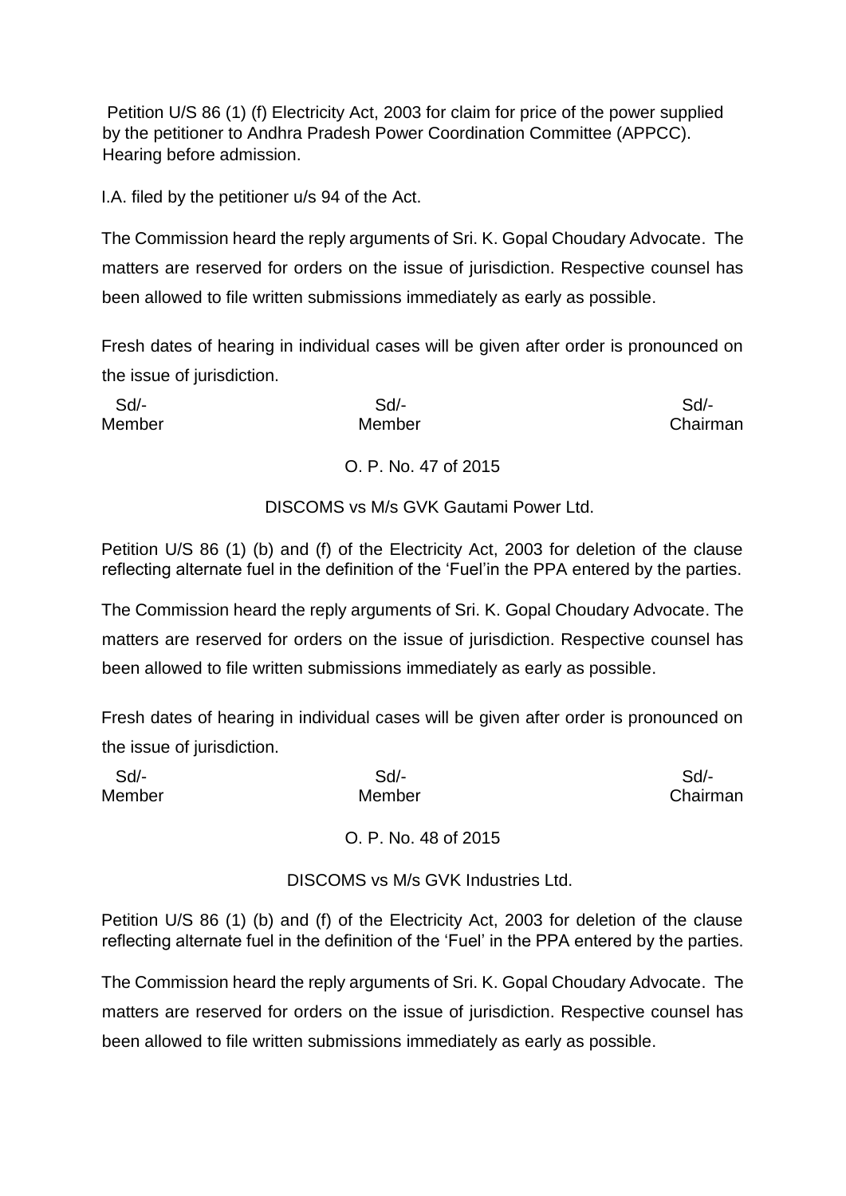Petition U/S 86 (1) (f) Electricity Act, 2003 for claim for price of the power supplied by the petitioner to Andhra Pradesh Power Coordination Committee (APPCC). Hearing before admission.

I.A. filed by the petitioner u/s 94 of the Act.

The Commission heard the reply arguments of Sri. K. Gopal Choudary Advocate. The matters are reserved for orders on the issue of jurisdiction. Respective counsel has been allowed to file written submissions immediately as early as possible.

Fresh dates of hearing in individual cases will be given after order is pronounced on the issue of jurisdiction.

| Sd/- | Sd/- | Sd/- |
|---|---|---|
| Member | Member | Chairman |

O. P. No. 47 of 2015

DISCOMS vs M/s GVK Gautami Power Ltd.

Petition U/S 86 (1) (b) and (f) of the Electricity Act, 2003 for deletion of the clause reflecting alternate fuel in the definition of the 'Fuel'in the PPA entered by the parties.

The Commission heard the reply arguments of Sri. K. Gopal Choudary Advocate. The matters are reserved for orders on the issue of jurisdiction. Respective counsel has been allowed to file written submissions immediately as early as possible.

Fresh dates of hearing in individual cases will be given after order is pronounced on the issue of jurisdiction.

| Sd/- | Sd/- | Sd/- |
|---|---|---|
| Member | Member | Chairman |

O. P. No. 48 of 2015

DISCOMS vs M/s GVK Industries Ltd.

Petition U/S 86 (1) (b) and (f) of the Electricity Act, 2003 for deletion of the clause reflecting alternate fuel in the definition of the 'Fuel' in the PPA entered by the parties.

The Commission heard the reply arguments of Sri. K. Gopal Choudary Advocate. The matters are reserved for orders on the issue of jurisdiction. Respective counsel has been allowed to file written submissions immediately as early as possible.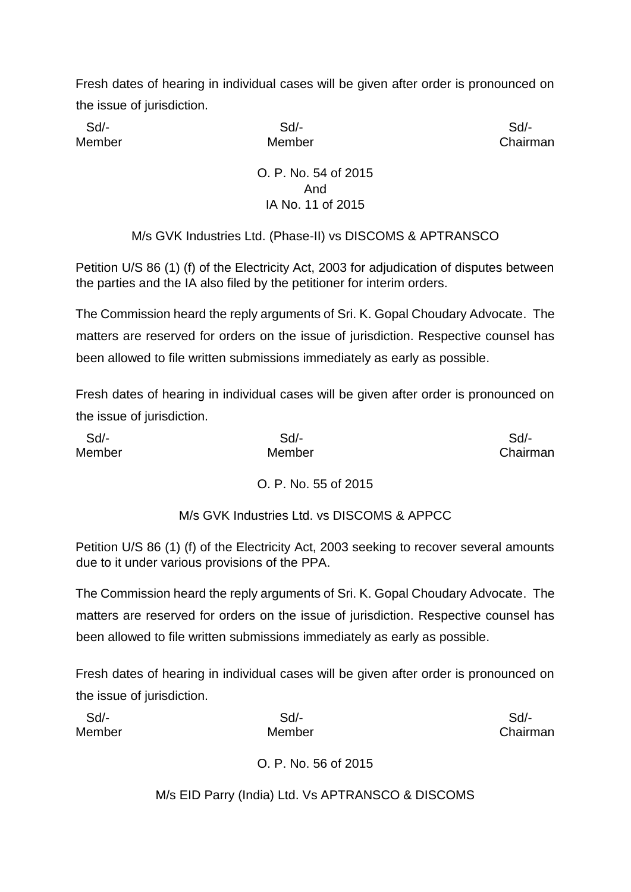Fresh dates of hearing in individual cases will be given after order is pronounced on the issue of jurisdiction.

| Sd/- | Sd/- | Sd/- |
|---|---|---|
| Member | Member | Chairman |

O. P. No. 54 of 2015
And
IA No. 11 of 2015

M/s GVK Industries Ltd. (Phase-II) vs DISCOMS & APTRANSCO

Petition U/S 86 (1) (f) of the Electricity Act, 2003 for adjudication of disputes between the parties and the IA also filed by the petitioner for interim orders.

The Commission heard the reply arguments of Sri. K. Gopal Choudary Advocate. The matters are reserved for orders on the issue of jurisdiction. Respective counsel has been allowed to file written submissions immediately as early as possible.

Fresh dates of hearing in individual cases will be given after order is pronounced on the issue of jurisdiction.

| Sd/- | Sd/- | Sd/- |
|---|---|---|
| Member | Member | Chairman |

O. P. No. 55 of 2015

M/s GVK Industries Ltd. vs DISCOMS & APPCC

Petition U/S 86 (1) (f) of the Electricity Act, 2003 seeking to recover several amounts due to it under various provisions of the PPA.

The Commission heard the reply arguments of Sri. K. Gopal Choudary Advocate. The matters are reserved for orders on the issue of jurisdiction. Respective counsel has been allowed to file written submissions immediately as early as possible.

Fresh dates of hearing in individual cases will be given after order is pronounced on the issue of jurisdiction.

| Sd/- | Sd/- | Sd/- |
|---|---|---|
| Member | Member | Chairman |

O. P. No. 56 of 2015

M/s EID Parry (India) Ltd. Vs APTRANSCO & DISCOMS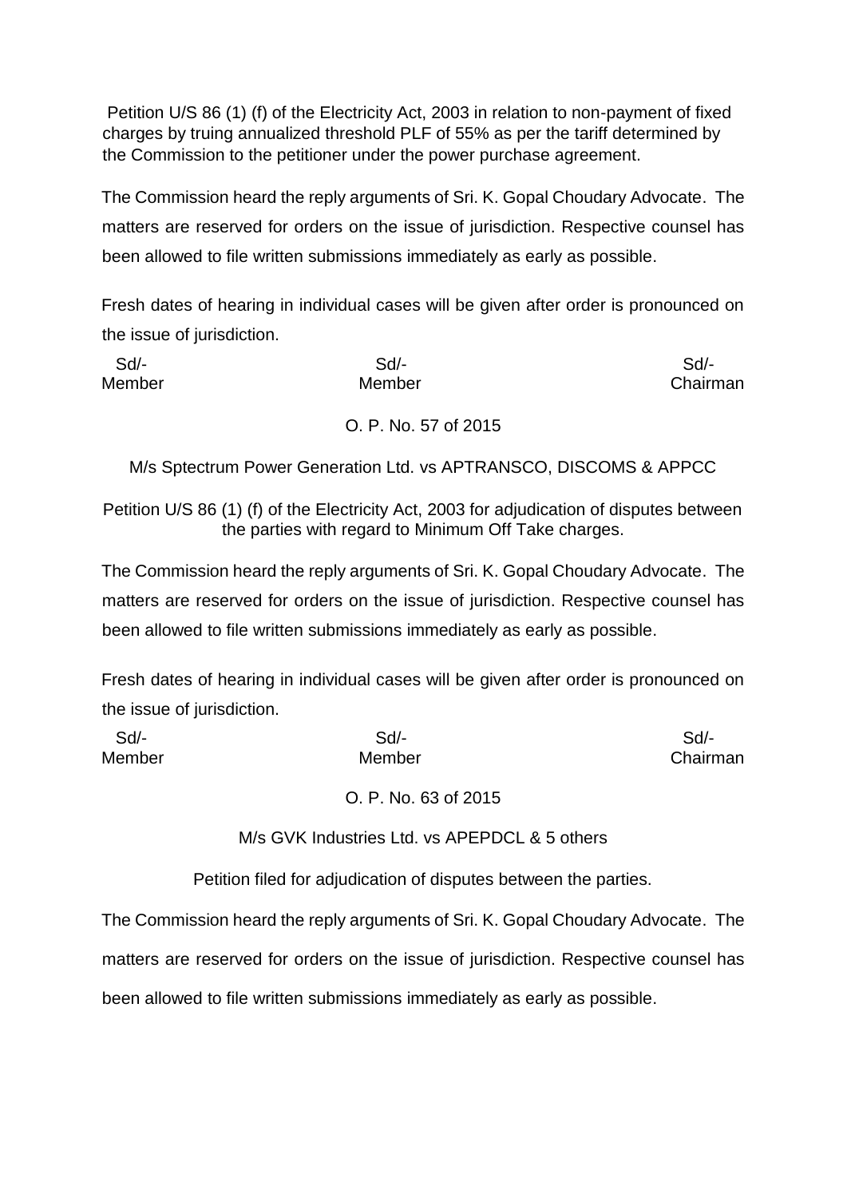Petition U/S 86 (1) (f) of the Electricity Act, 2003 in relation to non-payment of fixed charges by truing annualized threshold PLF of 55% as per the tariff determined by the Commission to the petitioner under the power purchase agreement.

The Commission heard the reply arguments of Sri. K. Gopal Choudary Advocate. The matters are reserved for orders on the issue of jurisdiction. Respective counsel has been allowed to file written submissions immediately as early as possible.

Fresh dates of hearing in individual cases will be given after order is pronounced on the issue of jurisdiction.

| Sd/- | Sd/- | Sd/- |
|---|---|---|
| Member | Member | Chairman |

O. P. No. 57 of 2015

M/s Sptectrum Power Generation Ltd. vs APTRANSCO, DISCOMS & APPCC

Petition U/S 86 (1) (f) of the Electricity Act, 2003 for adjudication of disputes between the parties with regard to Minimum Off Take charges.

The Commission heard the reply arguments of Sri. K. Gopal Choudary Advocate. The matters are reserved for orders on the issue of jurisdiction. Respective counsel has been allowed to file written submissions immediately as early as possible.

Fresh dates of hearing in individual cases will be given after order is pronounced on the issue of jurisdiction.

| Sd/- | Sd/- | Sd/- |
|---|---|---|
| Member | Member | Chairman |

O. P. No. 63 of 2015

M/s GVK Industries Ltd. vs APEPDCL & 5 others

Petition filed for adjudication of disputes between the parties.

The Commission heard the reply arguments of Sri. K. Gopal Choudary Advocate. The matters are reserved for orders on the issue of jurisdiction. Respective counsel has been allowed to file written submissions immediately as early as possible.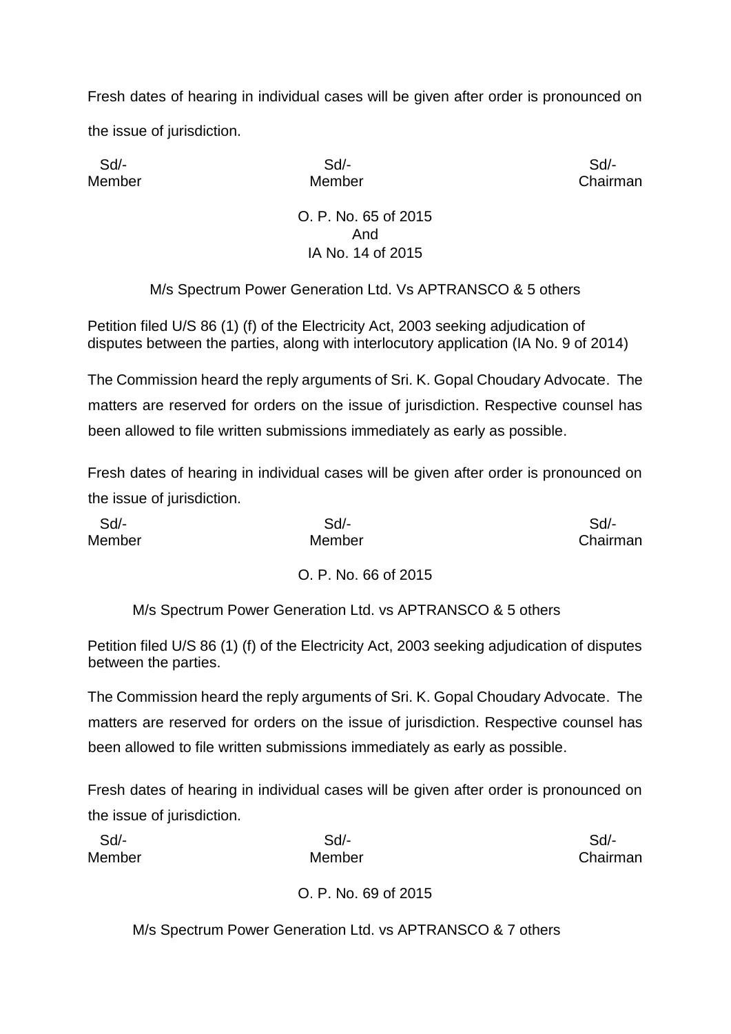Fresh dates of hearing in individual cases will be given after order is pronounced on the issue of jurisdiction.

| Sd/- | Sd/- | Sd/- |
|---|---|---|
| Member | Member | Chairman |

O. P. No. 65 of 2015
And
IA No. 14 of 2015

M/s Spectrum Power Generation Ltd. Vs APTRANSCO & 5 others

Petition filed U/S 86 (1) (f) of the Electricity Act, 2003 seeking adjudication of disputes between the parties, along with interlocutory application (IA No. 9 of 2014)

The Commission heard the reply arguments of Sri. K. Gopal Choudary Advocate. The matters are reserved for orders on the issue of jurisdiction. Respective counsel has been allowed to file written submissions immediately as early as possible.

Fresh dates of hearing in individual cases will be given after order is pronounced on the issue of jurisdiction.

| Sd/- | Sd/- | Sd/- |
|---|---|---|
| Member | Member | Chairman |

O. P. No. 66 of 2015

M/s Spectrum Power Generation Ltd. vs APTRANSCO & 5 others

Petition filed U/S 86 (1) (f) of the Electricity Act, 2003 seeking adjudication of disputes between the parties.

The Commission heard the reply arguments of Sri. K. Gopal Choudary Advocate. The matters are reserved for orders on the issue of jurisdiction. Respective counsel has been allowed to file written submissions immediately as early as possible.

Fresh dates of hearing in individual cases will be given after order is pronounced on the issue of jurisdiction.

| Sd/- | Sd/- | Sd/- |
|---|---|---|
| Member | Member | Chairman |

O. P. No. 69 of 2015

M/s Spectrum Power Generation Ltd. vs APTRANSCO & 7 others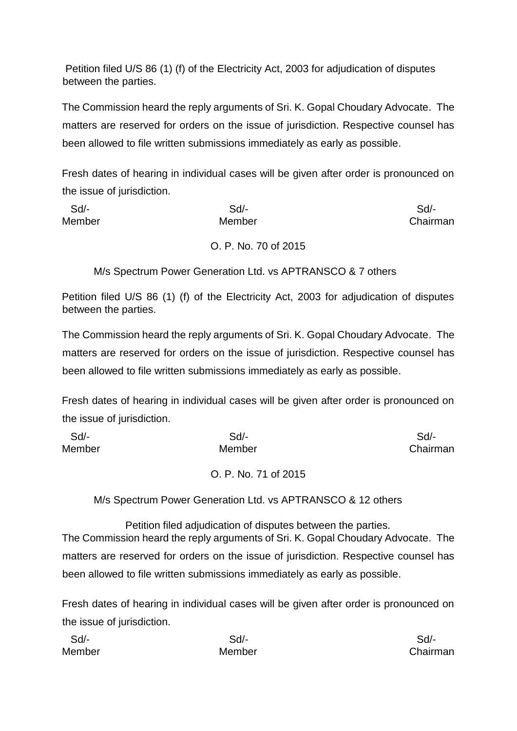Petition filed U/S 86 (1) (f) of the Electricity Act, 2003 for adjudication of disputes between the parties.

The Commission heard the reply arguments of Sri. K. Gopal Choudary Advocate. The matters are reserved for orders on the issue of jurisdiction. Respective counsel has been allowed to file written submissions immediately as early as possible.

Fresh dates of hearing in individual cases will be given after order is pronounced on the issue of jurisdiction.

| Sd/- | Sd/- | Sd/- |
|---|---|---|
| Member | Member | Chairman |

O. P. No. 70 of 2015

M/s Spectrum Power Generation Ltd. vs APTRANSCO & 7 others

Petition filed U/S 86 (1) (f) of the Electricity Act, 2003 for adjudication of disputes between the parties.

The Commission heard the reply arguments of Sri. K. Gopal Choudary Advocate. The matters are reserved for orders on the issue of jurisdiction. Respective counsel has been allowed to file written submissions immediately as early as possible.

Fresh dates of hearing in individual cases will be given after order is pronounced on the issue of jurisdiction.

| Sd/- | Sd/- | Sd/- |
|---|---|---|
| Member | Member | Chairman |

O. P. No. 71 of 2015

M/s Spectrum Power Generation Ltd. vs APTRANSCO & 12 others

Petition filed adjudication of disputes between the parties.

The Commission heard the reply arguments of Sri. K. Gopal Choudary Advocate. The matters are reserved for orders on the issue of jurisdiction. Respective counsel has been allowed to file written submissions immediately as early as possible.

Fresh dates of hearing in individual cases will be given after order is pronounced on the issue of jurisdiction.

| Sd/- | Sd/- | Sd/- |
|---|---|---|
| Member | Member | Chairman |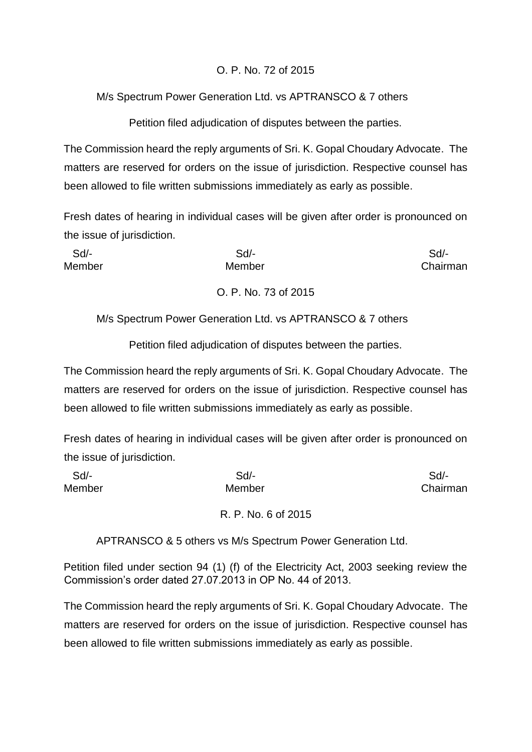O. P. No. 72 of 2015

M/s Spectrum Power Generation Ltd. vs APTRANSCO & 7 others

Petition filed adjudication of disputes between the parties.

The Commission heard the reply arguments of Sri. K. Gopal Choudary Advocate. The matters are reserved for orders on the issue of jurisdiction. Respective counsel has been allowed to file written submissions immediately as early as possible.

Fresh dates of hearing in individual cases will be given after order is pronounced on the issue of jurisdiction.

| Sd/- | Sd/- | Sd/- |
|---|---|---|
| Member | Member | Chairman |

O. P. No. 73 of 2015

M/s Spectrum Power Generation Ltd. vs APTRANSCO & 7 others

Petition filed adjudication of disputes between the parties.

The Commission heard the reply arguments of Sri. K. Gopal Choudary Advocate. The matters are reserved for orders on the issue of jurisdiction. Respective counsel has been allowed to file written submissions immediately as early as possible.

Fresh dates of hearing in individual cases will be given after order is pronounced on the issue of jurisdiction.

| Sd/- | Sd/- | Sd/- |
|---|---|---|
| Member | Member | Chairman |

R. P. No. 6 of 2015

APTRANSCO & 5 others vs M/s Spectrum Power Generation Ltd.

Petition filed under section 94 (1) (f) of the Electricity Act, 2003 seeking review the Commission's order dated 27.07.2013 in OP No. 44 of 2013.

The Commission heard the reply arguments of Sri. K. Gopal Choudary Advocate. The matters are reserved for orders on the issue of jurisdiction. Respective counsel has been allowed to file written submissions immediately as early as possible.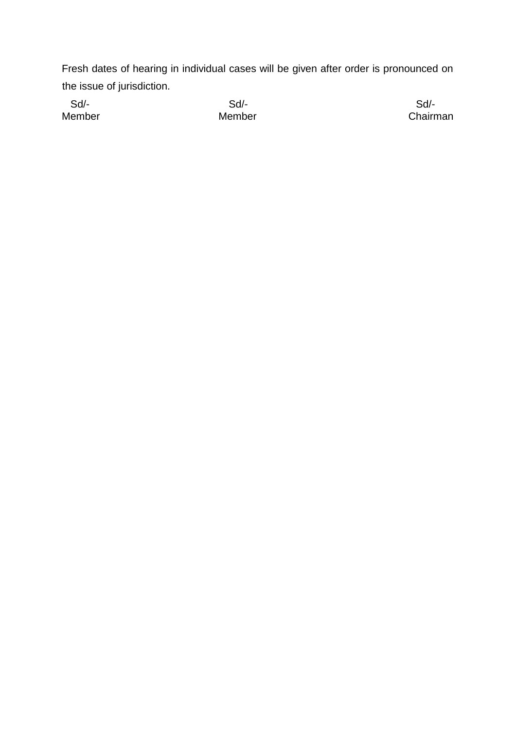Fresh dates of hearing in individual cases will be given after order is pronounced on the issue of jurisdiction.

| | | |
|---|---|---|
| Sd/- | Sd/- | Sd/- |
| Member | Member | Chairman |